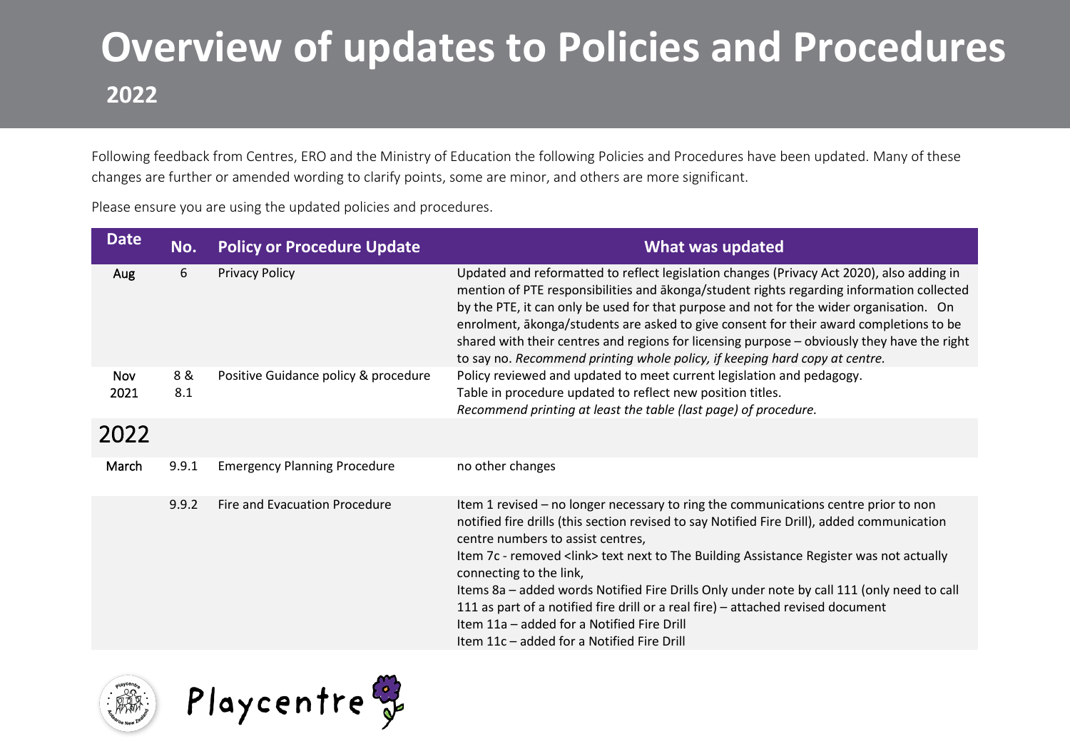# Overview of updates to Policies and Procedures

## 2022

Following feedback from Centres, ERO and the Ministry of Education the following Policies and Procedures have been updated. Many of these changes are further or amended wording to clarify points, some are minor, and others are more significant.

Please ensure you are using the updated policies and procedures.

| Date | No. | Policy or Procedure Update | What was updated |
|---|---|---|---|
| Aug | 6 | Privacy Policy | Updated and reformatted to reflect legislation changes (Privacy Act 2020), also adding in mention of PTE responsibilities and ākonga/student rights regarding information collected by the PTE, it can only be used for that purpose and not for the wider organisation. On enrolment, ākonga/students are asked to give consent for their award completions to be shared with their centres and regions for licensing purpose – obviously they have the right to say no. *Recommend printing whole policy, if keeping hard copy at centre.* |
| Nov 2021 | 8 & 8.1 | Positive Guidance policy & procedure | Policy reviewed and updated to meet current legislation and pedagogy. Table in procedure updated to reflect new position titles. *Recommend printing at least the table (last page) of procedure.* |
| 2022 | | | |
| March | 9.9.1 | Emergency Planning Procedure | no other changes |
| | 9.9.2 | Fire and Evacuation Procedure | Item 1 revised – no longer necessary to ring the communications centre prior to non notified fire drills (this section revised to say Notified Fire Drill), added communication centre numbers to assist centres,<br>Item 7c - removed <link> text next to The Building Assistance Register was not actually connecting to the link,<br>Items 8a – added words Notified Fire Drills Only under note by call 111 (only need to call 111 as part of a notified fire drill or a real fire) – attached revised document<br>Item 11a – added for a Notified Fire Drill<br>Item 11c – added for a Notified Fire Drill |

Playcentre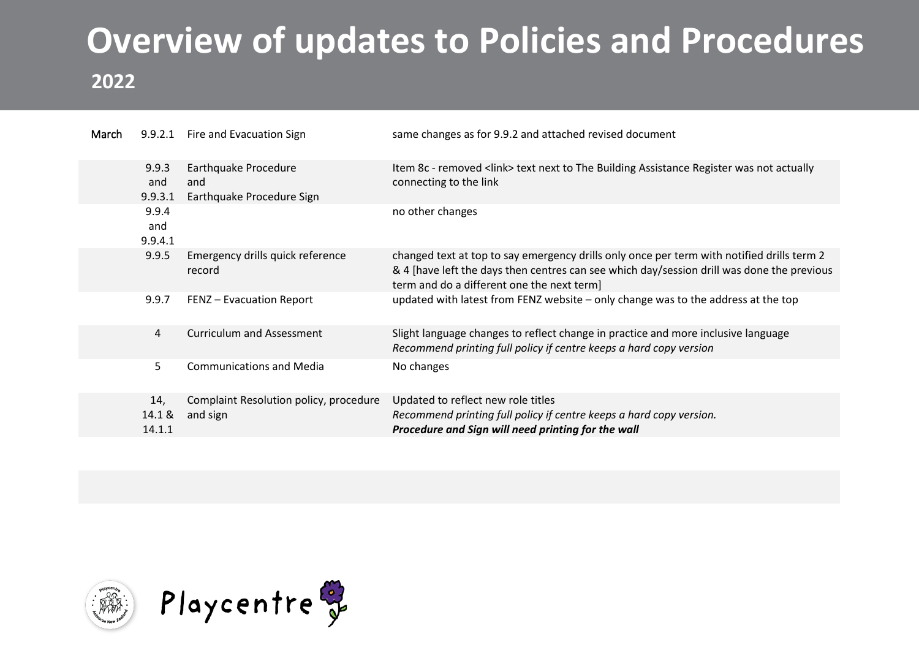# Overview of updates to Policies and Procedures

## 2022

| | | | |
|---|---|---|---|
| March | 9.9.2.1 | Fire and Evacuation Sign | same changes as for 9.9.2 and attached revised document |
| | 9.9.3 and 9.9.3.1 | Earthquake Procedure and Earthquake Procedure Sign | Item 8c - removed <link> text next to The Building Assistance Register was not actually connecting to the link |
| | 9.9.4 and 9.9.4.1 | | no other changes |
| | 9.9.5 | Emergency drills quick reference record | changed text at top to say emergency drills only once per term with notified drills term 2 & 4 [have left the days then centres can see which day/session drill was done the previous term and do a different one the next term] |
| | 9.9.7 | FENZ – Evacuation Report | updated with latest from FENZ website – only change was to the address at the top |
| | 4 | Curriculum and Assessment | Slight language changes to reflect change in practice and more inclusive language<br>*Recommend printing full policy if centre keeps a hard copy version* |
| | 5 | Communications and Media | No changes |
| | 14, 14.1 & 14.1.1 | Complaint Resolution policy, procedure and sign | Updated to reflect new role titles<br>*Recommend printing full policy if centre keeps a hard copy version.*<br>***Procedure and Sign will need printing for the wall*** |